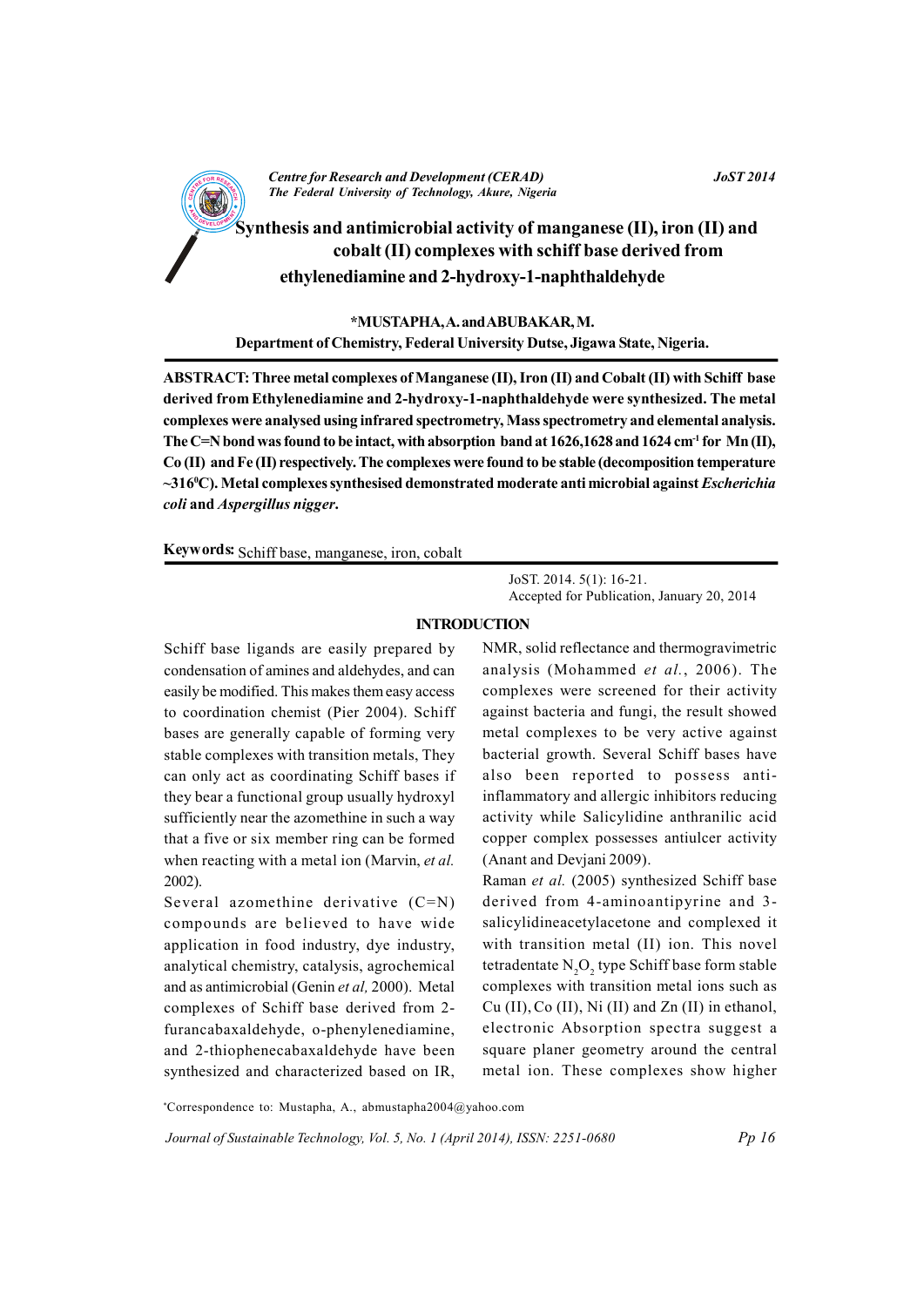# Synthesis and antimicrobial activity of manganese (II), iron (II) and cobalt (II) complexes with schiff base derived from ethylenediamine and 2-hydroxy-1-naphthaldehyde

**\*MUSTAPHA, A. and ABUBAKAR, M.**

**Department of Chemistry, Federal University Dutse, Jigawa State, Nigeria.**

**ABSTRACT: Three metal complexes of Manganese (II), Iron (II) and Cobalt (II) with Schiff base derived from Ethylenediamine and 2-hydroxy-1-naphthaldehyde were synthesized. The metal complexes were analysed using infrared spectrometry, Mass spectrometry and elemental analysis. The C=N bond was found to be intact, with absorption band at 1626,1628 and 1624 $cm^{-1}$ for Mn (II), Co (II) and Fe (II) respectively. The complexes were found to be stable (decomposition temperature ~316$^0$C). Metal complexes synthesised demonstrated moderate anti microbial against *Escherichia coli* and *Aspergillus nigger*.**

**Keywords:** Schiff base, manganese, iron, cobalt

JoST. 2014. 5(1): 16-21.
Accepted for Publication, January 20, 2014

## INTRODUCTION

Schiff base ligands are easily prepared by condensation of amines and aldehydes, and can easily be modified. This makes them easy access to coordination chemist (Pier 2004). Schiff bases are generally capable of forming very stable complexes with transition metals, They can only act as coordinating Schiff bases if they bear a functional group usually hydroxyl sufficiently near the azomethine in such a way that a five or six member ring can be formed when reacting with a metal ion (Marvin, *et al.* 2002).

Several azomethine derivative (C=N) compounds are believed to have wide application in food industry, dye industry, analytical chemistry, catalysis, agrochemical and as antimicrobial (Genin *et al,* 2000). Metal complexes of Schiff base derived from 2-furancabaxaldehyde, o-phenylenediamine, and 2-thiophenecabaxaldehyde have been synthesized and characterized based on IR, NMR, solid reflectance and thermogravimetric analysis (Mohammed *et al.*, 2006). The complexes were screened for their activity against bacteria and fungi, the result showed metal complexes to be very active against bacterial growth. Several Schiff bases have also been reported to possess anti-inflammatory and allergic inhibitors reducing activity while Salicylidine anthranilic acid copper complex possesses antiulcer activity (Anant and Devjani 2009).

Raman *et al.* (2005) synthesized Schiff base derived from 4-aminoantipyrine and 3-salicylidineacetylacetone and complexed it with transition metal (II) ion. This novel tetradentate $N_2O_2$ type Schiff base form stable complexes with transition metal ions such as Cu (II), Co (II), Ni (II) and Zn (II) in ethanol, electronic Absorption spectra suggest a square planer geometry around the central metal ion. These complexes show higher

\*Correspondence to: Mustapha, A., abmustapha2004@yahoo.com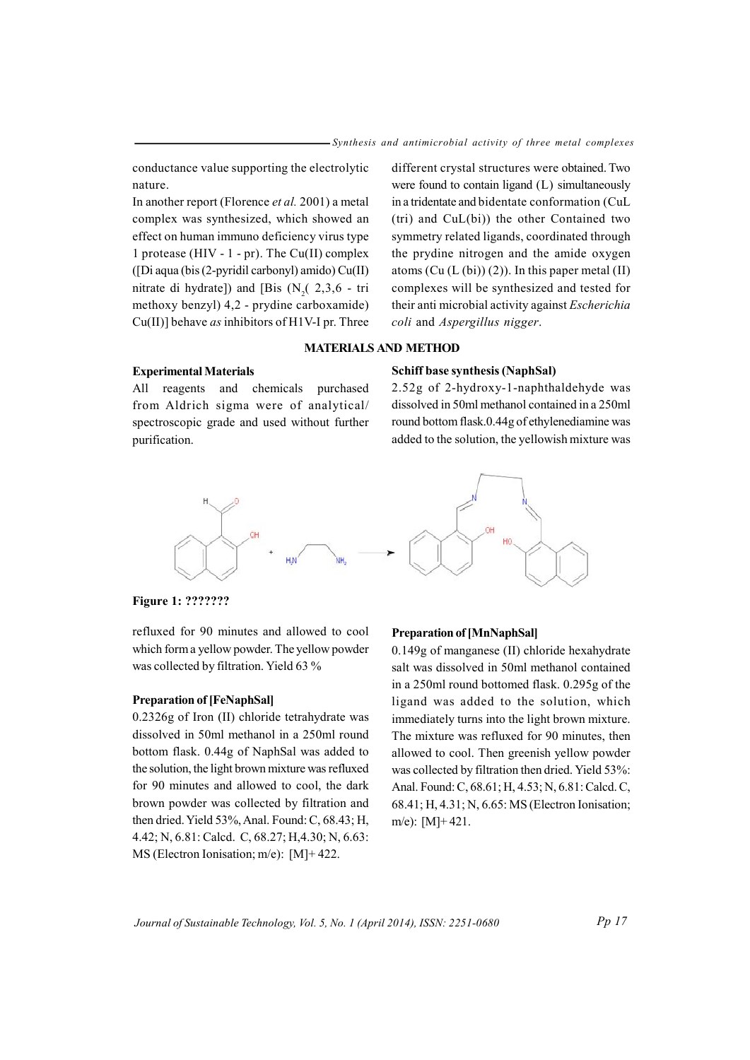conductance value supporting the electrolytic nature.

In another report (Florence *et al.* 2001) a metal complex was synthesized, which showed an effect on human immuno deficiency virus type 1 protease (HIV - 1 - pr). The Cu(II) complex ([Di aqua (bis (2-pyridil carbonyl) amido) Cu(II) nitrate di hydrate]) and [Bis ($N_2$( 2,3,6 - tri methoxy benzyl) 4,2 - prydine carboxamide) Cu(II)] behave *as* inhibitors of H1V-I pr. Three different crystal structures were obtained. Two were found to contain ligand (L) simultaneously in a tridentate and bidentate conformation (CuL (tri) and CuL(bi)) the other Contained two symmetry related ligands, coordinated through the prydine nitrogen and the amide oxygen atoms (Cu (L (bi)) (2)). In this paper metal (II) complexes will be synthesized and tested for their anti microbial activity against *Escherichia coli* and *Aspergillus nigger*.

## MATERIALS AND METHOD

### Experimental Materials

All reagents and chemicals purchased from Aldrich sigma were of analytical/ spectroscopic grade and used without further purification.

### Schiff base synthesis (NaphSal)

2.52g of 2-hydroxy-1-naphthaldehyde was dissolved in 50ml methanol contained in a 250ml round bottom flask.0.44g of ethylenediamine was added to the solution, the yellowish mixture was refluxed for 90 minutes and allowed to cool which form a yellow powder. The yellow powder was collected by filtration. Yield 63 %

**Figure 1: ???????**

### Preparation of [FeNaphSal]

0.2326g of Iron (II) chloride tetrahydrate was dissolved in 50ml methanol in a 250ml round bottom flask. 0.44g of NaphSal was added to the solution, the light brown mixture was refluxed for 90 minutes and allowed to cool, the dark brown powder was collected by filtration and then dried. Yield 53%, Anal. Found: C, 68.43; H, 4.42; N, 6.81: Calcd. C, 68.27; H,4.30; N, 6.63: MS (Electron Ionisation; m/e): [M]+ 422.

### Preparation of [MnNaphSal]

0.149g of manganese (II) chloride hexahydrate salt was dissolved in 50ml methanol contained in a 250ml round bottomed flask. 0.295g of the ligand was added to the solution, which immediately turns into the light brown mixture. The mixture was refluxed for 90 minutes, then allowed to cool. Then greenish yellow powder was collected by filtration then dried. Yield 53%: Anal. Found: C, 68.61; H, 4.53; N, 6.81: Calcd. C, 68.41; H, 4.31; N, 6.65: MS (Electron Ionisation; m/e): [M]+ 421.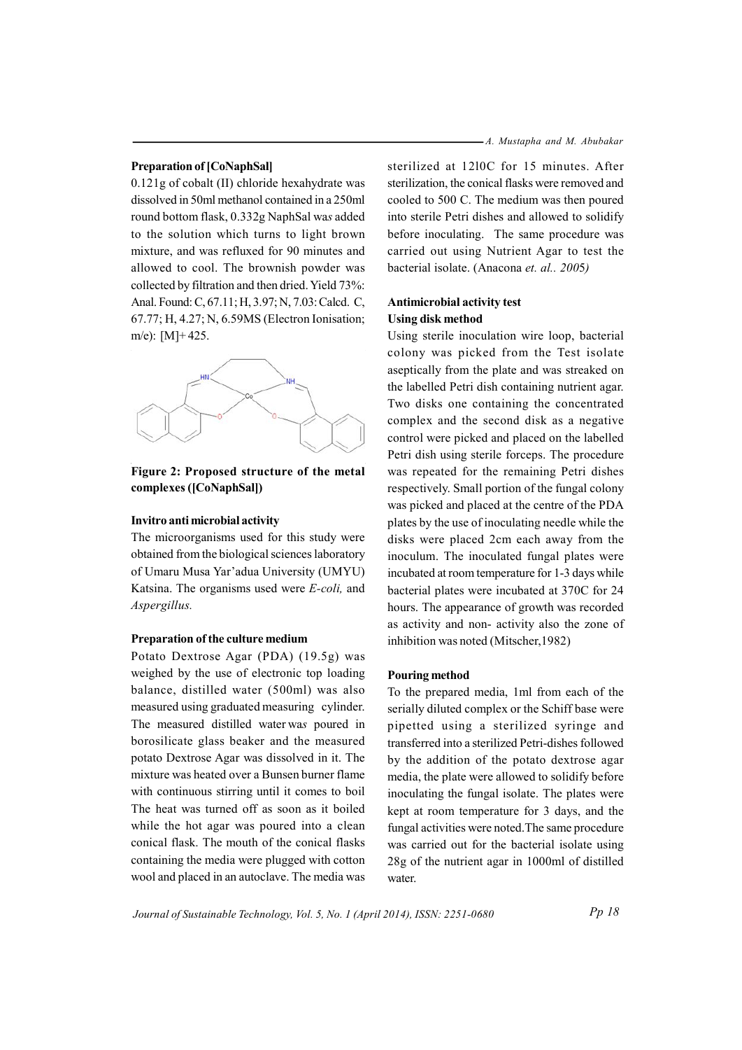**Preparation of [CoNaphSal]**

0.121g of cobalt (II) chloride hexahydrate was dissolved in 50ml methanol contained in a 250ml round bottom flask, 0.332g NaphSal was added to the solution which turns to light brown mixture, and was refluxed for 90 minutes and allowed to cool. The brownish powder was collected by filtration and then dried. Yield 73%: Anal. Found: C, 67.11; H, 3.97; N, 7.03: Calcd. C, 67.77; H, 4.27; N, 6.59MS (Electron Ionisation; m/e): $[M]^+$ 425.

**Figure 2: Proposed structure of the metal complexes ([CoNaphSal])**

**Invitro anti microbial activity**

The microorganisms used for this study were obtained from the biological sciences laboratory of Umaru Musa Yar'adua University (UMYU) Katsina. The organisms used were *E-coli,* and *Aspergillus.*

**Preparation of the culture medium**

Potato Dextrose Agar (PDA) (19.5g) was weighed by the use of electronic top loading balance, distilled water (500ml) was also measured using graduated measuring cylinder. The measured distilled water was poured in borosilicate glass beaker and the measured potato Dextrose Agar was dissolved in it. The mixture was heated over a Bunsen burner flame with continuous stirring until it comes to boil The heat was turned off as soon as it boiled while the hot agar was poured into a clean conical flask. The mouth of the conical flasks containing the media were plugged with cotton wool and placed in an autoclave. The media was sterilized at 1210C for 15 minutes. After sterilization, the conical flasks were removed and cooled to 500 C. The medium was then poured into sterile Petri dishes and allowed to solidify before inoculating. The same procedure was carried out using Nutrient Agar to test the bacterial isolate. (Anacona *et. al.. 2005)*

**Antimicrobial activity test**

**Using disk method**

Using sterile inoculation wire loop, bacterial colony was picked from the Test isolate aseptically from the plate and was streaked on the labelled Petri dish containing nutrient agar. Two disks one containing the concentrated complex and the second disk as a negative control were picked and placed on the labelled Petri dish using sterile forceps. The procedure was repeated for the remaining Petri dishes respectively. Small portion of the fungal colony was picked and placed at the centre of the PDA plates by the use of inoculating needle while the disks were placed 2cm each away from the inoculum. The inoculated fungal plates were incubated at room temperature for 1-3 days while bacterial plates were incubated at 370C for 24 hours. The appearance of growth was recorded as activity and non- activity also the zone of inhibition was noted (Mitscher,1982)

**Pouring method**

To the prepared media, 1ml from each of the serially diluted complex or the Schiff base were pipetted using a sterilized syringe and transferred into a sterilized Petri-dishes followed by the addition of the potato dextrose agar media, the plate were allowed to solidify before inoculating the fungal isolate. The plates were kept at room temperature for 3 days, and the fungal activities were noted.The same procedure was carried out for the bacterial isolate using 28g of the nutrient agar in 1000ml of distilled water.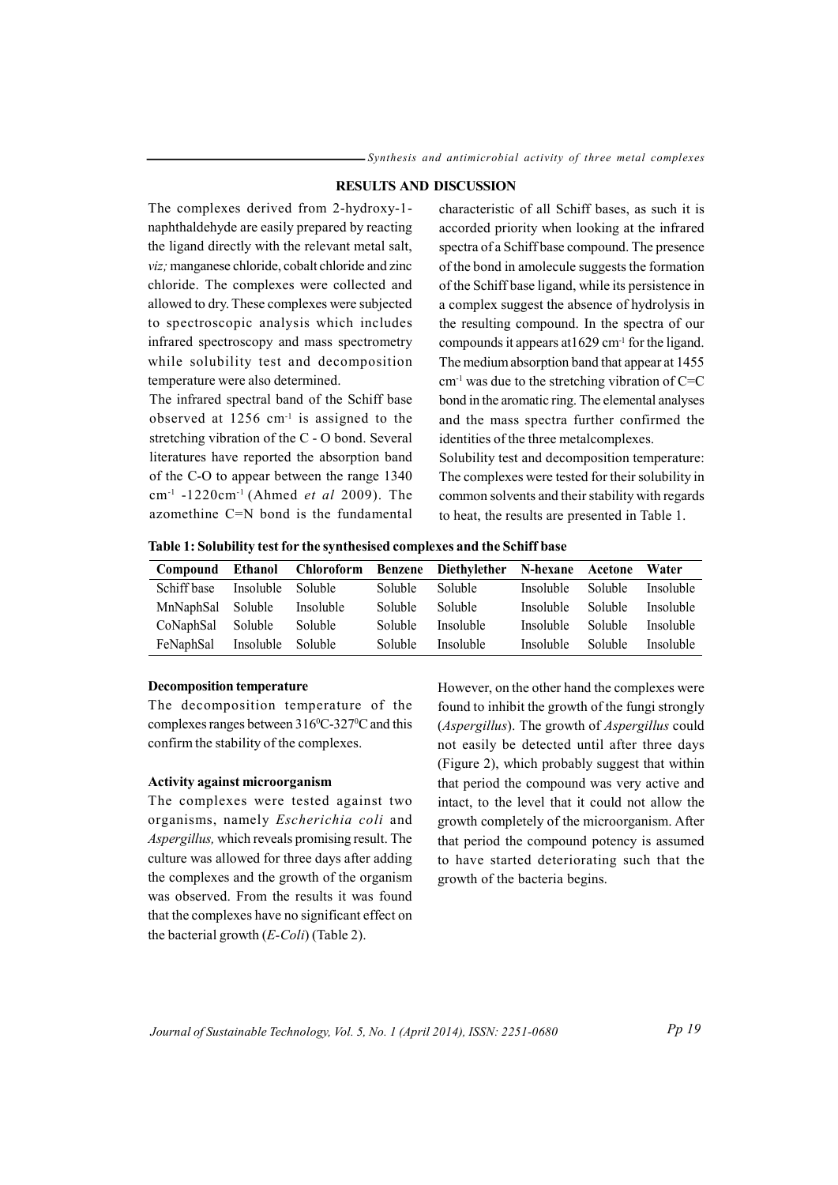## RESULTS AND DISCUSSION

The complexes derived from 2-hydroxy-1-naphthaldehyde are easily prepared by reacting the ligand directly with the relevant metal salt, *viz;* manganese chloride, cobalt chloride and zinc chloride. The complexes were collected and allowed to dry. These complexes were subjected to spectroscopic analysis which includes infrared spectroscopy and mass spectrometry while solubility test and decomposition temperature were also determined.

The infrared spectral band of the Schiff base observed at 1256 $cm^{-1}$ is assigned to the stretching vibration of the C - O bond. Several literatures have reported the absorption band of the C-O to appear between the range 1340 $cm^{-1}$ -1220$cm^{-1}$ (Ahmed *et al* 2009). The azomethine C=N bond is the fundamental characteristic of all Schiff bases, as such it is accorded priority when looking at the infrared spectra of a Schiff base compound. The presence of the bond in amolecule suggests the formation of the Schiff base ligand, while its persistence in a complex suggest the absence of hydrolysis in the resulting compound. In the spectra of our compounds it appears at1629 $cm^{-1}$ for the ligand. The medium absorption band that appear at 1455 $cm^{-1}$ was due to the stretching vibration of C=C bond in the aromatic ring. The elemental analyses and the mass spectra further confirmed the identities of the three metalcomplexes.

Solubility test and decomposition temperature: The complexes were tested for their solubility in common solvents and their stability with regards to heat, the results are presented in Table 1.

**Table 1: Solubility test for the synthesised complexes and the Schiff base**

| Compound | Ethanol | Chloroform | Benzene | Diethylether | N-hexane | Acetone | Water |
|---|---|---|---|---|---|---|---|
| Schiff base | Insoluble | Soluble | Soluble | Soluble | Insoluble | Soluble | Insoluble |
| MnNaphSal | Soluble | Insoluble | Soluble | Soluble | Insoluble | Soluble | Insoluble |
| CoNaphSal | Soluble | Soluble | Soluble | Insoluble | Insoluble | Soluble | Insoluble |
| FeNaphSal | Insoluble | Soluble | Soluble | Insoluble | Insoluble | Soluble | Insoluble |

### Decomposition temperature

The decomposition temperature of the complexes ranges between 316$^{0}$C-327$^{0}$C and this confirm the stability of the complexes.

### Activity against microorganism

The complexes were tested against two organisms, namely *Escherichia coli* and *Aspergillus,* which reveals promising result. The culture was allowed for three days after adding the complexes and the growth of the organism was observed. From the results it was found that the complexes have no significant effect on the bacterial growth (*E-Coli*) (Table 2).

However, on the other hand the complexes were found to inhibit the growth of the fungi strongly (*Aspergillus*). The growth of *Aspergillus* could not easily be detected until after three days (Figure 2), which probably suggest that within that period the compound was very active and intact, to the level that it could not allow the growth completely of the microorganism. After that period the compound potency is assumed to have started deteriorating such that the growth of the bacteria begins.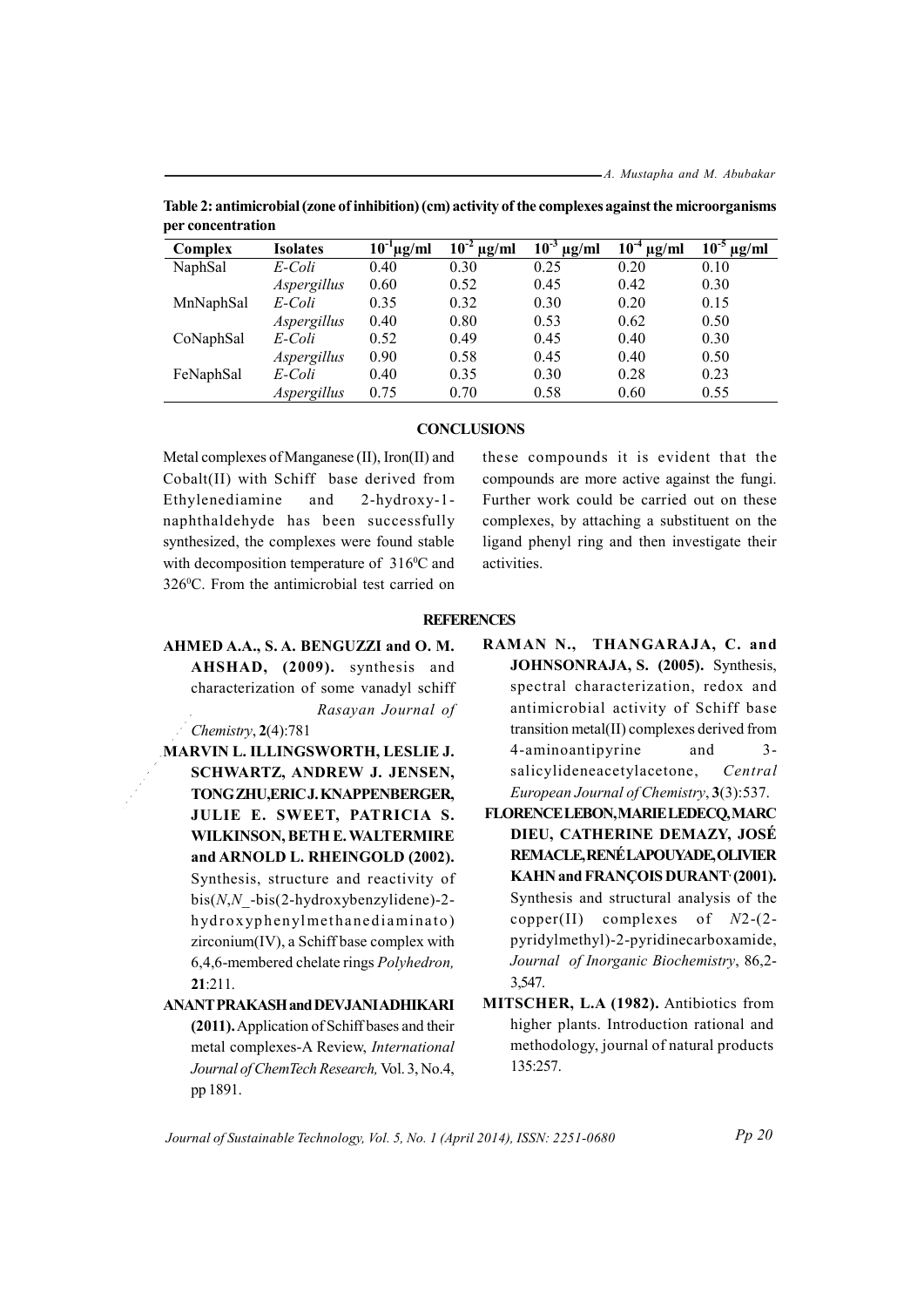**Table 2: antimicrobial (zone of inhibition) (cm) activity of the complexes against the microorganisms per concentration**

| Complex | Isolates | $10^{-1}$µg/ml | $10^{-2}$ µg/ml | $10^{-3}$ µg/ml | $10^{-4}$ µg/ml | $10^{-5}$ µg/ml |
|---|---|---|---|---|---|---|
| NaphSal | *E-Coli* | 0.40 | 0.30 | 0.25 | 0.20 | 0.10 |
| | *Aspergillus* | 0.60 | 0.52 | 0.45 | 0.42 | 0.30 |
| MnNaphSal | *E-Coli* | 0.35 | 0.32 | 0.30 | 0.20 | 0.15 |
| | *Aspergillus* | 0.40 | 0.80 | 0.53 | 0.62 | 0.50 |
| CoNaphSal | *E-Coli* | 0.52 | 0.49 | 0.45 | 0.40 | 0.30 |
| | *Aspergillus* | 0.90 | 0.58 | 0.45 | 0.40 | 0.50 |
| FeNaphSal | *E-Coli* | 0.40 | 0.35 | 0.30 | 0.28 | 0.23 |
| | *Aspergillus* | 0.75 | 0.70 | 0.58 | 0.60 | 0.55 |

## CONCLUSIONS

Metal complexes of Manganese (II), Iron(II) and Cobalt(II) with Schiff base derived from Ethylenediamine and 2-hydroxy-1-naphthaldehyde has been successfully synthesized, the complexes were found stable with decomposition temperature of 316$^0$C and 326$^0$C. From the antimicrobial test carried on these compounds it is evident that the compounds are more active against the fungi. Further work could be carried out on these complexes, by attaching a substituent on the ligand phenyl ring and then investigate their activities.

## REFERENCES

**AHMED A.A., S. A. BENGUZZI and O. M. AHSHAD, (2009).** synthesis and characterization of some vanadyl schiff *Rasayan Journal of Chemistry*, **2**(4):781

**MARVIN L. ILLINGSWORTH, LESLIE J. SCHWARTZ, ANDREW J. JENSEN, TONG ZHU, ERIC J. KNAPPENBERGER, JULIE E. SWEET, PATRICIA S. WILKINSON, BETH E. WALTERMIRE and ARNOLD L. RHEINGOLD (2002).** Synthesis, structure and reactivity of bis(*N,N*_-bis(2-hydroxybenzylidene)-2-hydroxyphenylmethanediaminato) zirconium(IV), a Schiff base complex with 6,4,6-membered chelate rings *Polyhedron,* **21**:211.

**ANANT PRAKASH and DEVJANI ADHIKARI (2011).** Application of Schiff bases and their metal complexes-A Review, *International Journal of ChemTech Research,* Vol. 3, No.4, pp 1891.

**RAMAN N., THANGARAJA, C. and JOHNSONRAJA, S. (2005).** Synthesis, spectral characterization, redox and antimicrobial activity of Schiff base transition metal(II) complexes derived from 4-aminoantipyrine and 3-salicylideneacetylacetone, *Central European Journal of Chemistry*, **3**(3):537.

**FLORENCE LEBON, MARIE LEDECQ, MARC DIEU, CATHERINE DEMAZY, JOSÉ REMACLE, RENÉ LAPOUYADE, OLIVIER KAHN and FRANÇOIS DURANT (2001).** Synthesis and structural analysis of the copper(II) complexes of *N*2-(2-pyridylmethyl)-2-pyridinecarboxamide, *Journal of Inorganic Biochemistry*, 86,2-3,547.

**MITSCHER, L.A (1982).** Antibiotics from higher plants. Introduction rational and methodology, journal of natural products 135:257.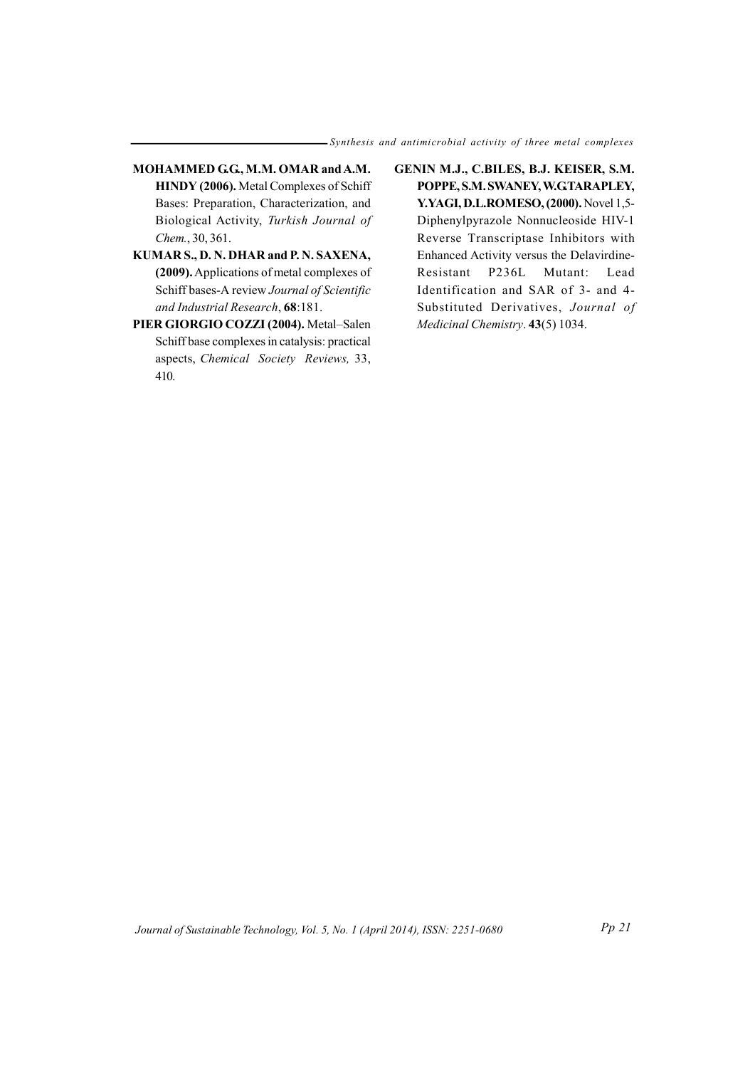**MOHAMMED G.G., M.M. OMAR and A.M. HINDY (2006).** Metal Complexes of Schiff Bases: Preparation, Characterization, and Biological Activity, *Turkish Journal of Chem.*, 30, 361.

**KUMAR S., D. N. DHAR and P. N. SAXENA, (2009).** Applications of metal complexes of Schiff bases-A review *Journal of Scientific and Industrial Research*, **68**:181.

**PIER GIORGIO COZZI (2004).** Metal–Salen Schiff base complexes in catalysis: practical aspects, *Chemical Society Reviews,* 33, 410.

**GENIN M.J., C.BILES, B.J. KEISER, S.M. POPPE, S.M. SWANEY, W.G.TARAPLEY, Y.YAGI, D.L.ROMESO, (2000).** Novel 1,5-Diphenylpyrazole Nonnucleoside HIV-1 Reverse Transcriptase Inhibitors with Enhanced Activity versus the Delavirdine-Resistant P236L Mutant: Lead Identification and SAR of 3- and 4-Substituted Derivatives, *Journal of Medicinal Chemistry*. **43**(5) 1034.